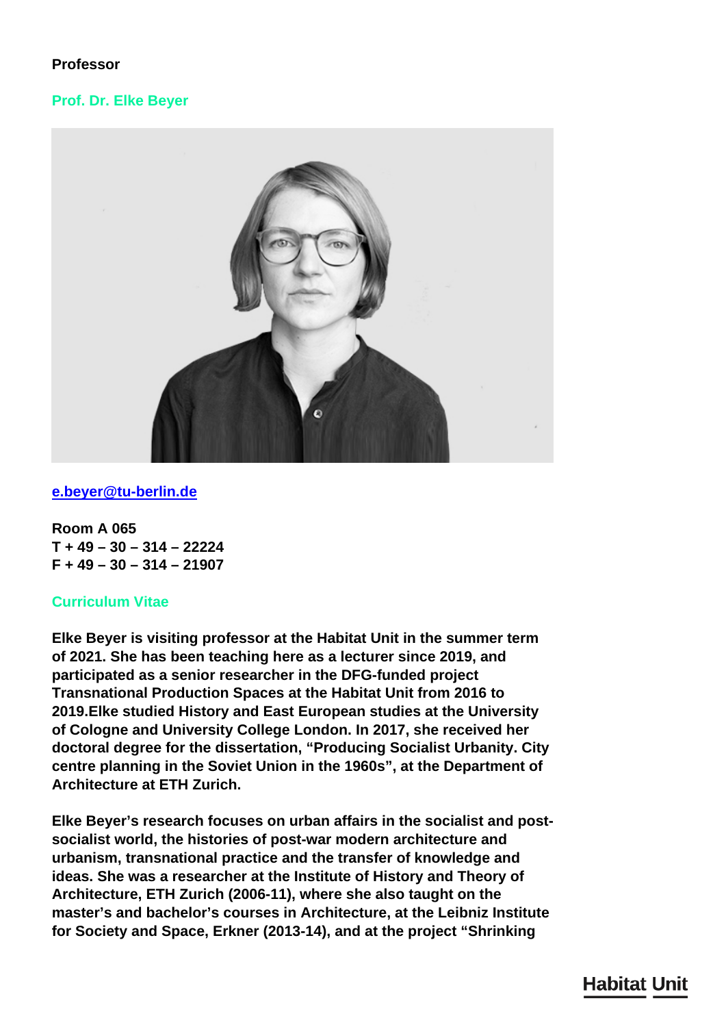**Professor**

## Prof. Dr. Elke Beyer

[e.beyer@tu-berlin.de](mailto:e.beyer@tu-berlin.de)

**Room A 065**
**T + 49 – 30 – 314 – 22224**
**F + 49 – 30 – 314 – 21907**

## Curriculum Vitae

**Elke Beyer is visiting professor at the Habitat Unit in the summer term of 2021. She has been teaching here as a lecturer since 2019, and participated as a senior researcher in the DFG-funded project Transnational Production Spaces at the Habitat Unit from 2016 to 2019.Elke studied History and East European studies at the University of Cologne and University College London. In 2017, she received her doctoral degree for the dissertation, “Producing Socialist Urbanity. City centre planning in the Soviet Union in the 1960s”, at the Department of Architecture at ETH Zurich.**

**Elke Beyer’s research focuses on urban affairs in the socialist and post-socialist world, the histories of post-war modern architecture and urbanism, transnational practice and the transfer of knowledge and ideas. She was a researcher at the Institute of History and Theory of Architecture, ETH Zurich (2006-11), where she also taught on the master’s and bachelor’s courses in Architecture, at the Leibniz Institute for Society and Space, Erkner (2013-14), and at the project “Shrinking**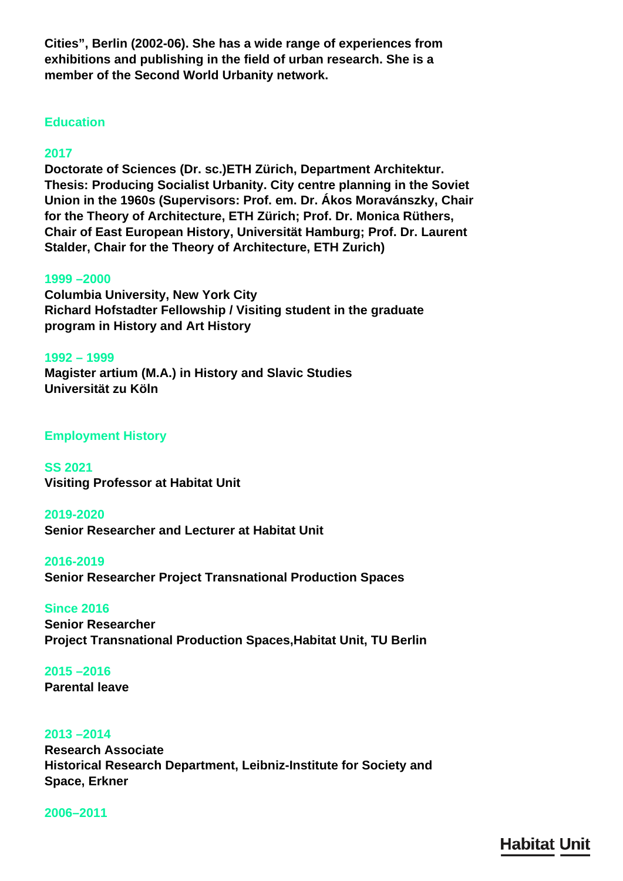**Cities", Berlin (2002-06). She has a wide range of experiences from exhibitions and publishing in the field of urban research. She is a member of the Second World Urbanity network.**

## Education

### 2017

**Doctorate of Sciences (Dr. sc.)ETH Zürich, Department Architektur. Thesis: Producing Socialist Urbanity. City centre planning in the Soviet Union in the 1960s (Supervisors: Prof. em. Dr. Ákos Moravánszky, Chair for the Theory of Architecture, ETH Zürich; Prof. Dr. Monica Rüthers, Chair of East European History, Universität Hamburg; Prof. Dr. Laurent Stalder, Chair for the Theory of Architecture, ETH Zurich)**

### 1999 –2000

**Columbia University, New York City**
**Richard Hofstadter Fellowship / Visiting student in the graduate program in History and Art History**

### 1992 – 1999

**Magister artium (M.A.) in History and Slavic Studies**
**Universität zu Köln**

## Employment History

### SS 2021

**Visiting Professor at Habitat Unit**

### 2019-2020

**Senior Researcher and Lecturer at Habitat Unit**

### 2016-2019

**Senior Researcher Project Transnational Production Spaces**

### Since 2016

**Senior Researcher**
**Project Transnational Production Spaces,Habitat Unit, TU Berlin**

### 2015 –2016

**Parental leave**

### 2013 –2014

**Research Associate**
**Historical Research Department, Leibniz-Institute for Society and Space, Erkner**

### 2006–2011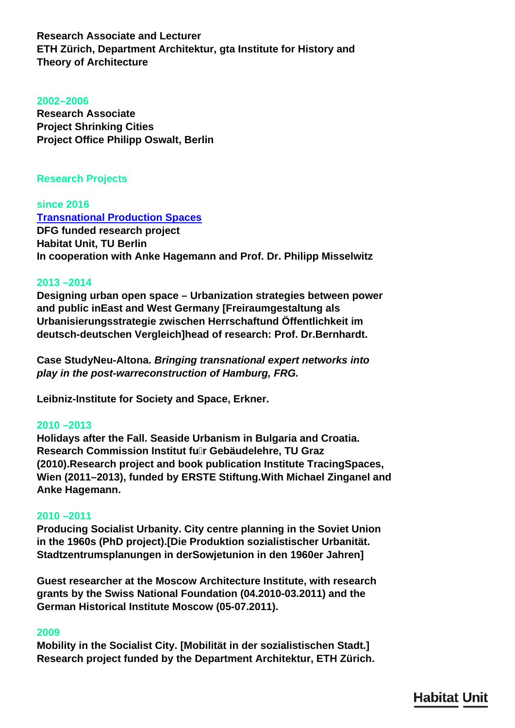**Research Associate and Lecturer**
**ETH Zürich, Department Architektur, gta Institute for History and Theory of Architecture**

**2002–2006**
**Research Associate**
**Project Shrinking Cities**
**Project Office Philipp Oswalt, Berlin**

## Research Projects

**since 2016**
**Transnational Production Spaces**
**DFG funded research project**
**Habitat Unit, TU Berlin**
**In cooperation with Anke Hagemann and Prof. Dr. Philipp Misselwitz**

**2013 –2014**
**Designing urban open space – Urbanization strategies between power and public inEast and West Germany [Freiraumgestaltung als Urbanisierungsstrategie zwischen Herrschaftund Öffentlichkeit im deutsch-deutschen Vergleich]head of research: Prof. Dr.Bernhardt.**

**Case StudyNeu-Altona. *Bringing transnational expert networks into play in the post-warreconstruction of Hamburg, FRG.***

**Leibniz-Institute for Society and Space, Erkner.**

**2010 –2013**
**Holidays after the Fall. Seaside Urbanism in Bulgaria and Croatia. Research Commission Institut für Gebäudelehre, TU Graz (2010).Research project and book publication Institute TracingSpaces, Wien (2011–2013), funded by ERSTE Stiftung.With Michael Zinganel and Anke Hagemann.**

**2010 –2011**
**Producing Socialist Urbanity. City centre planning in the Soviet Union in the 1960s (PhD project).[Die Produktion sozialistischer Urbanität. Stadtzentrumsplanungen in derSowjetunion in den 1960er Jahren]**

**Guest researcher at the Moscow Architecture Institute, with research grants by the Swiss National Foundation (04.2010-03.2011) and the German Historical Institute Moscow (05-07.2011).**

**2009**
**Mobility in the Socialist City. [Mobilität in der sozialistischen Stadt.] Research project funded by the Department Architektur, ETH Zürich.**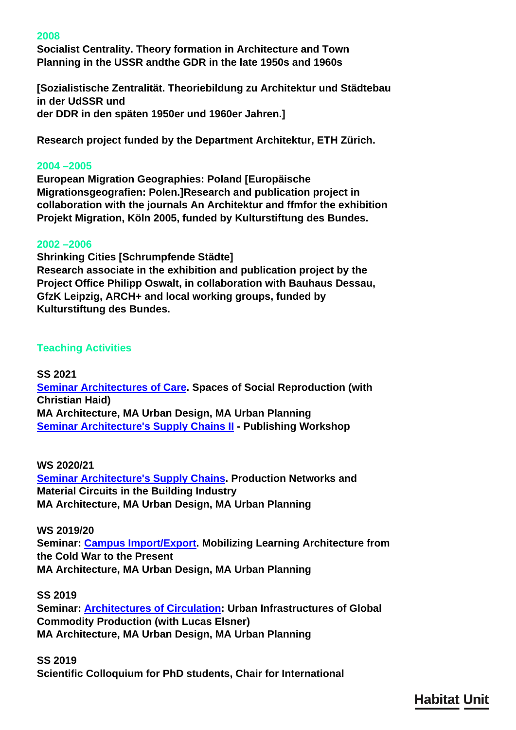**2008**

**Socialist Centrality. Theory formation in Architecture and Town Planning in the USSR andthe GDR in the late 1950s and 1960s**

**[Sozialistische Zentralität. Theoriebildung zu Architektur und Städtebau in der UdSSR und der DDR in den späten 1950er und 1960er Jahren.]**

**Research project funded by the Department Architektur, ETH Zürich.**

**2004 –2005**

**European Migration Geographies: Poland [Europäische Migrationsgeografien: Polen.]Research and publication project in collaboration with the journals An Architektur and ffmfor the exhibition Projekt Migration, Köln 2005, funded by Kulturstiftung des Bundes.**

**2002 –2006**

**Shrinking Cities [Schrumpfende Städte]**
**Research associate in the exhibition and publication project by the Project Office Philipp Oswalt, in collaboration with Bauhaus Dessau, GfzK Leipzig, ARCH+ and local working groups, funded by Kulturstiftung des Bundes.**

## Teaching Activities

**SS 2021**
**Seminar Architectures of Care. Spaces of Social Reproduction (with Christian Haid)**
**MA Architecture, MA Urban Design, MA Urban Planning**
**Seminar Architecture's Supply Chains II - Publishing Workshop**

**WS 2020/21**
**Seminar Architecture's Supply Chains. Production Networks and Material Circuits in the Building Industry**
**MA Architecture, MA Urban Design, MA Urban Planning**

**WS 2019/20**
**Seminar: Campus Import/Export. Mobilizing Learning Architecture from the Cold War to the Present**
**MA Architecture, MA Urban Design, MA Urban Planning**

**SS 2019**
**Seminar: Architectures of Circulation: Urban Infrastructures of Global Commodity Production (with Lucas Elsner)**
**MA Architecture, MA Urban Design, MA Urban Planning**

**SS 2019**
**Scientific Colloquium for PhD students, Chair for International**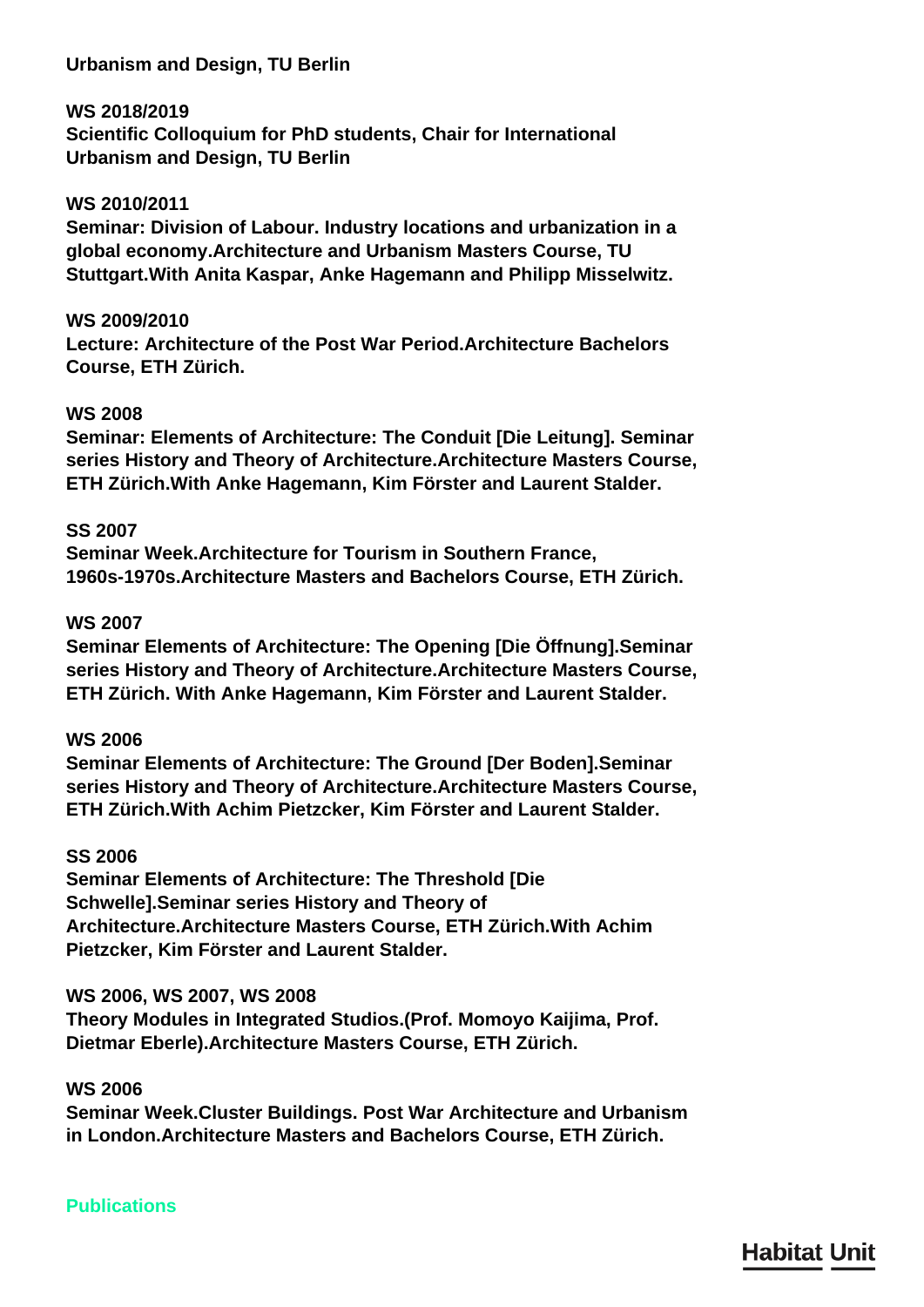**Urbanism and Design, TU Berlin**

**WS 2018/2019**
**Scientific Colloquium for PhD students, Chair for International Urbanism and Design, TU Berlin**

**WS 2010/2011**
**Seminar: Division of Labour. Industry locations and urbanization in a global economy.Architecture and Urbanism Masters Course, TU Stuttgart.With Anita Kaspar, Anke Hagemann and Philipp Misselwitz.**

**WS 2009/2010**
**Lecture: Architecture of the Post War Period.Architecture Bachelors Course, ETH Zürich.**

**WS 2008**
**Seminar: Elements of Architecture: The Conduit [Die Leitung]. Seminar series History and Theory of Architecture.Architecture Masters Course, ETH Zürich.With Anke Hagemann, Kim Förster and Laurent Stalder.**

**SS 2007**
**Seminar Week.Architecture for Tourism in Southern France, 1960s-1970s.Architecture Masters and Bachelors Course, ETH Zürich.**

**WS 2007**
**Seminar Elements of Architecture: The Opening [Die Öffnung].Seminar series History and Theory of Architecture.Architecture Masters Course, ETH Zürich. With Anke Hagemann, Kim Förster and Laurent Stalder.**

**WS 2006**
**Seminar Elements of Architecture: The Ground [Der Boden].Seminar series History and Theory of Architecture.Architecture Masters Course, ETH Zürich.With Achim Pietzcker, Kim Förster and Laurent Stalder.**

**SS 2006**
**Seminar Elements of Architecture: The Threshold [Die Schwelle].Seminar series History and Theory of Architecture.Architecture Masters Course, ETH Zürich.With Achim Pietzcker, Kim Förster and Laurent Stalder.**

**WS 2006, WS 2007, WS 2008**
**Theory Modules in Integrated Studios.(Prof. Momoyo Kaijima, Prof. Dietmar Eberle).Architecture Masters Course, ETH Zürich.**

**WS 2006**
**Seminar Week.Cluster Buildings. Post War Architecture and Urbanism in London.Architecture Masters and Bachelors Course, ETH Zürich.**

## Publications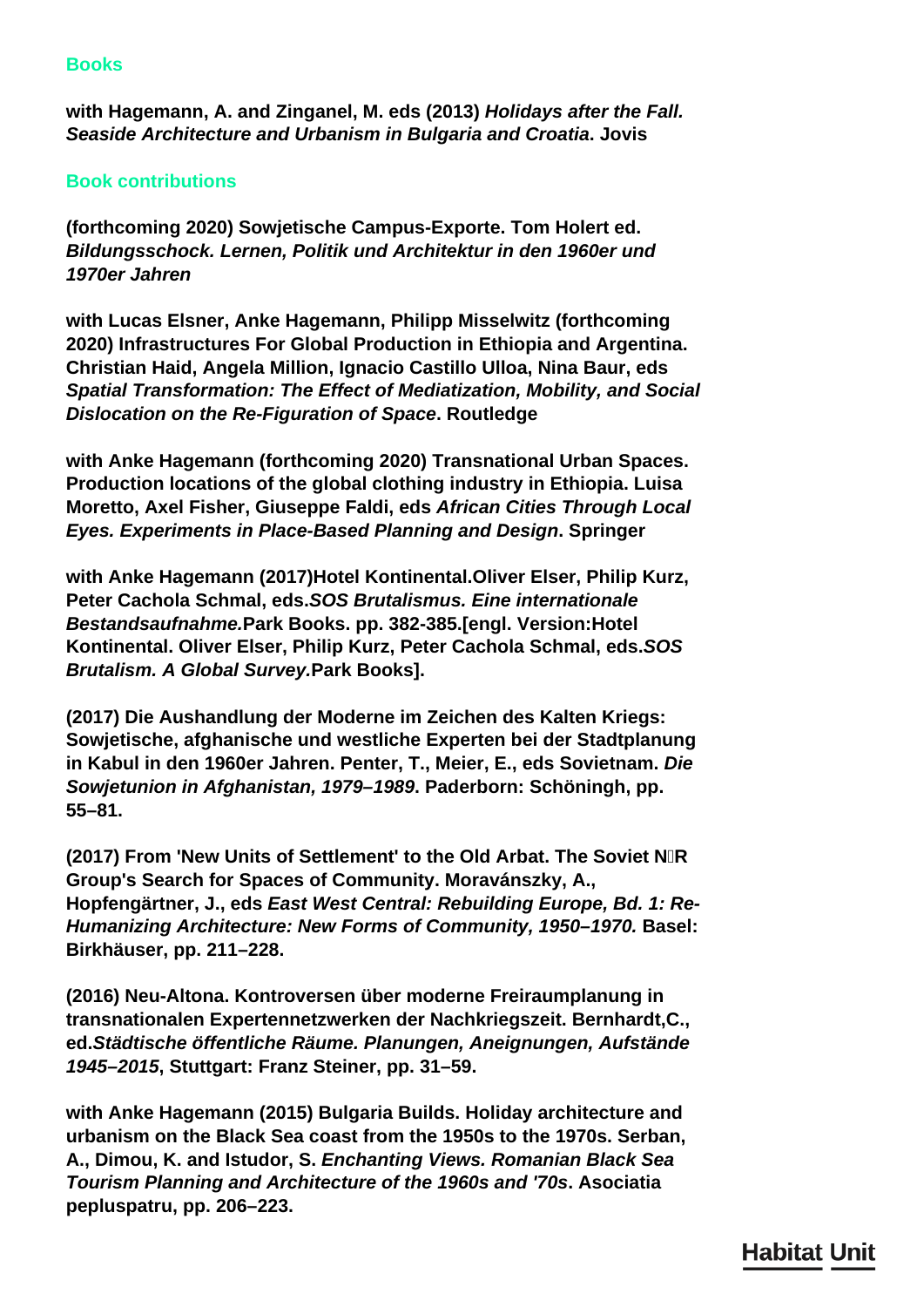## Books

**with Hagemann, A. and Zinganel, M. eds (2013) *Holidays after the Fall. Seaside Architecture and Urbanism in Bulgaria and Croatia*. Jovis**

## Book contributions

**(forthcoming 2020) Sowjetische Campus-Exporte. Tom Holert ed. *Bildungsschock. Lernen, Politik und Architektur in den 1960er und 1970er Jahren***

**with Lucas Elsner, Anke Hagemann, Philipp Misselwitz (forthcoming 2020) Infrastructures For Global Production in Ethiopia and Argentina. Christian Haid, Angela Million, Ignacio Castillo Ulloa, Nina Baur, eds *Spatial Transformation: The Effect of Mediatization, Mobility, and Social Dislocation on the Re-Figuration of Space*. Routledge**

**with Anke Hagemann (forthcoming 2020) Transnational Urban Spaces. Production locations of the global clothing industry in Ethiopia. Luisa Moretto, Axel Fisher, Giuseppe Faldi, eds *African Cities Through Local Eyes. Experiments in Place-Based Planning and Design*. Springer**

**with Anke Hagemann (2017)Hotel Kontinental.Oliver Elser, Philip Kurz, Peter Cachola Schmal, eds.*SOS Brutalismus. Eine internationale Bestandsaufnahme.*Park Books. pp. 382-385.[engl. Version:Hotel Kontinental. Oliver Elser, Philip Kurz, Peter Cachola Schmal, eds.*SOS Brutalism. A Global Survey.*Park Books].**

**(2017) Die Aushandlung der Moderne im Zeichen des Kalten Kriegs: Sowjetische, afghanische und westliche Experten bei der Stadtplanung in Kabul in den 1960er Jahren. Penter, T., Meier, E., eds Sovietnam. *Die Sowjetunion in Afghanistan, 1979–1989*. Paderborn: Schöningh, pp. 55–81.**

**(2017) From 'New Units of Settlement' to the Old Arbat. The Soviet NER Group's Search for Spaces of Community. Moravánszky, A., Hopfengärtner, J., eds *East West Central: Rebuilding Europe, Bd. 1: Re-Humanizing Architecture: New Forms of Community, 1950–1970.* Basel: Birkhäuser, pp. 211–228.**

**(2016) Neu-Altona. Kontroversen über moderne Freiraumplanung in transnationalen Expertennetzwerken der Nachkriegszeit. Bernhardt,C., ed.*Städtische öffentliche Räume. Planungen, Aneignungen, Aufstände 1945–2015*, Stuttgart: Franz Steiner, pp. 31–59.**

**with Anke Hagemann (2015) Bulgaria Builds. Holiday architecture and urbanism on the Black Sea coast from the 1950s to the 1970s. Serban, A., Dimou, K. and Istudor, S. *Enchanting Views. Romanian Black Sea Tourism Planning and Architecture of the 1960s and '70s*. Asociatia pepluspatru, pp. 206–223.**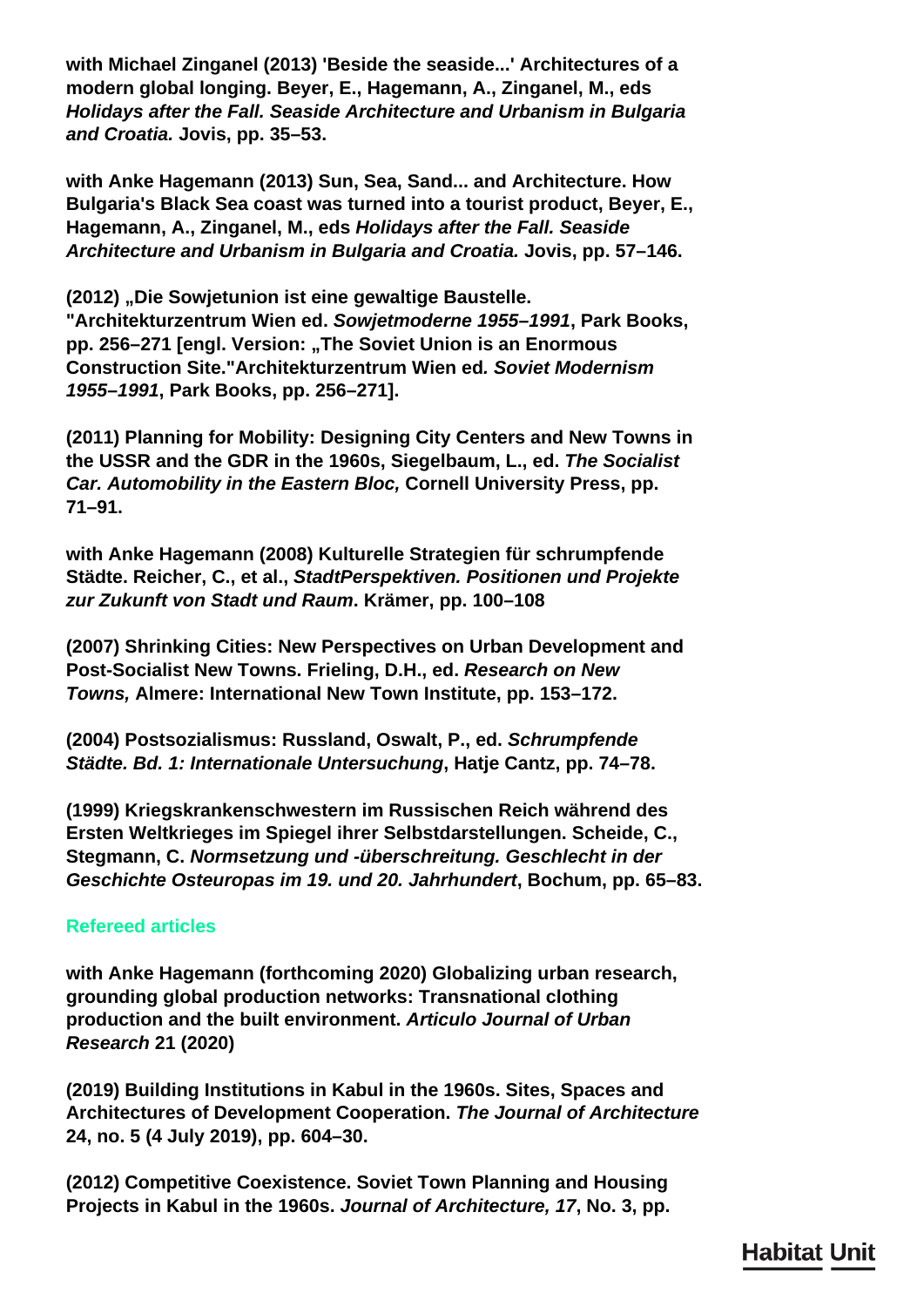**with Michael Zinganel (2013) 'Beside the seaside...' Architectures of a modern global longing. Beyer, E., Hagemann, A., Zinganel, M., eds *Holidays after the Fall. Seaside Architecture and Urbanism in Bulgaria and Croatia.* Jovis, pp. 35–53.**

**with Anke Hagemann (2013) Sun, Sea, Sand... and Architecture. How Bulgaria's Black Sea coast was turned into a tourist product, Beyer, E., Hagemann, A., Zinganel, M., eds *Holidays after the Fall. Seaside Architecture and Urbanism in Bulgaria and Croatia.* Jovis, pp. 57–146.**

**(2012) „Die Sowjetunion ist eine gewaltige Baustelle. "Architekturzentrum Wien ed. *Sowjetmoderne 1955–1991*, Park Books, pp. 256–271 [engl. Version: „The Soviet Union is an Enormous Construction Site."Architekturzentrum Wien ed*. Soviet Modernism 1955–1991*, Park Books, pp. 256–271].**

**(2011) Planning for Mobility: Designing City Centers and New Towns in the USSR and the GDR in the 1960s, Siegelbaum, L., ed. *The Socialist Car. Automobility in the Eastern Bloc,* Cornell University Press, pp. 71–91.**

**with Anke Hagemann (2008) Kulturelle Strategien für schrumpfende Städte. Reicher, C., et al., *StadtPerspektiven. Positionen und Projekte zur Zukunft von Stadt und Raum*. Krämer, pp. 100–108**

**(2007) Shrinking Cities: New Perspectives on Urban Development and Post-Socialist New Towns. Frieling, D.H., ed. *Research on New Towns,* Almere: International New Town Institute, pp. 153–172.**

**(2004) Postsozialismus: Russland, Oswalt, P., ed. *Schrumpfende Städte. Bd. 1: Internationale Untersuchung*, Hatje Cantz, pp. 74–78.**

**(1999) Kriegskrankenschwestern im Russischen Reich während des Ersten Weltkrieges im Spiegel ihrer Selbstdarstellungen. Scheide, C., Stegmann, C. *Normsetzung und -überschreitung. Geschlecht in der Geschichte Osteuropas im 19. und 20. Jahrhundert*, Bochum, pp. 65–83.**

## Refereed articles

**with Anke Hagemann (forthcoming 2020) Globalizing urban research, grounding global production networks: Transnational clothing production and the built environment. *Articulo Journal of Urban Research* 21 (2020)**

**(2019) Building Institutions in Kabul in the 1960s. Sites, Spaces and Architectures of Development Cooperation. *The Journal of Architecture* 24, no. 5 (4 July 2019), pp. 604–30.**

**(2012) Competitive Coexistence. Soviet Town Planning and Housing Projects in Kabul in the 1960s. *Journal of Architecture, 17*, No. 3, pp.**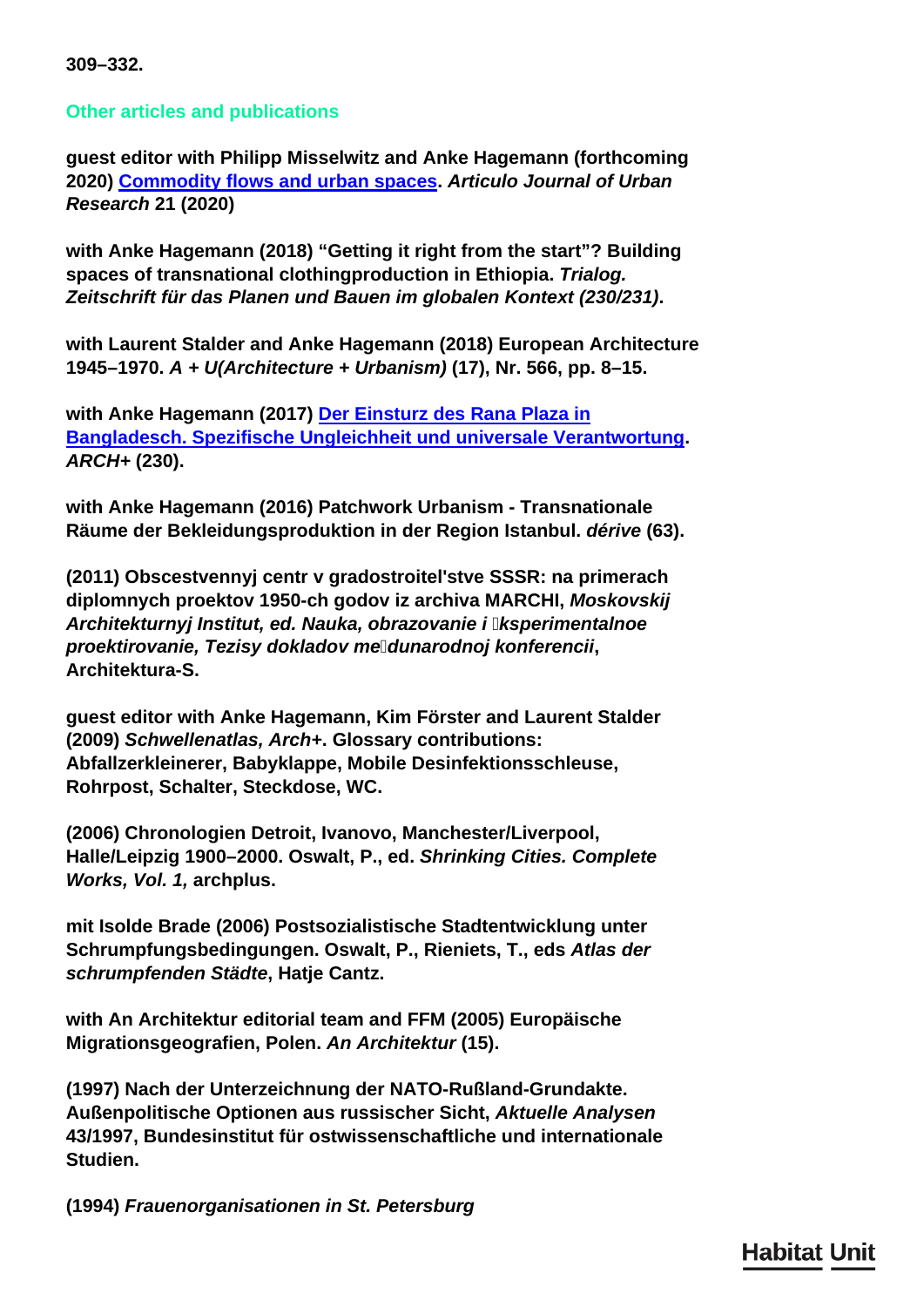**309–332.**

## Other articles and publications

**guest editor with Philipp Misselwitz and Anke Hagemann (forthcoming 2020) [Commodity flows and urban spaces](). *Articulo Journal of Urban Research* 21 (2020)**

**with Anke Hagemann (2018) “Getting it right from the start”? Building spaces of transnational clothingproduction in Ethiopia. *Trialog. Zeitschrift für das Planen und Bauen im globalen Kontext (230/231)*.**

**with Laurent Stalder and Anke Hagemann (2018) European Architecture 1945–1970. *A + U(Architecture + Urbanism)* (17), Nr. 566, pp. 8–15.**

**with Anke Hagemann (2017) [Der Einsturz des Rana Plaza in Bangladesch. Spezifische Ungleichheit und universale Verantwortung](). *ARCH+* (230).**

**with Anke Hagemann (2016) Patchwork Urbanism - Transnationale Räume der Bekleidungsproduktion in der Region Istanbul. *dérive* (63).**

**(2011) Obscestvennyj centr v gradostroitel'stve SSSR: na primerach diplomnych proektov 1950-ch godov iz archiva MARCHI, *Moskovskij Architekturnyj Institut, ed. Nauka, obrazovanie i �ksperimentalnoe proektirovanie, Tezisy dokladov me�dunarodnoj konferencii*, Architektura-S.**

**guest editor with Anke Hagemann, Kim Förster and Laurent Stalder (2009) *Schwellenatlas, Arch+*. Glossary contributions: Abfallzerkleinerer, Babyklappe, Mobile Desinfektionsschleuse, Rohrpost, Schalter, Steckdose, WC.**

**(2006) Chronologien Detroit, Ivanovo, Manchester/Liverpool, Halle/Leipzig 1900–2000. Oswalt, P., ed. *Shrinking Cities. Complete Works, Vol. 1,* archplus.**

**mit Isolde Brade (2006) Postsozialistische Stadtentwicklung unter Schrumpfungsbedingungen. Oswalt, P., Rieniets, T., eds *Atlas der schrumpfenden Städte*, Hatje Cantz.**

**with An Architektur editorial team and FFM (2005) Europäische Migrationsgeografien, Polen. *An Architektur* (15).**

**(1997) Nach der Unterzeichnung der NATO-Rußland-Grundakte. Außenpolitische Optionen aus russischer Sicht, *Aktuelle Analysen* 43/1997, Bundesinstitut für ostwissenschaftliche und internationale Studien.**

**(1994) *Frauenorganisationen in St. Petersburg***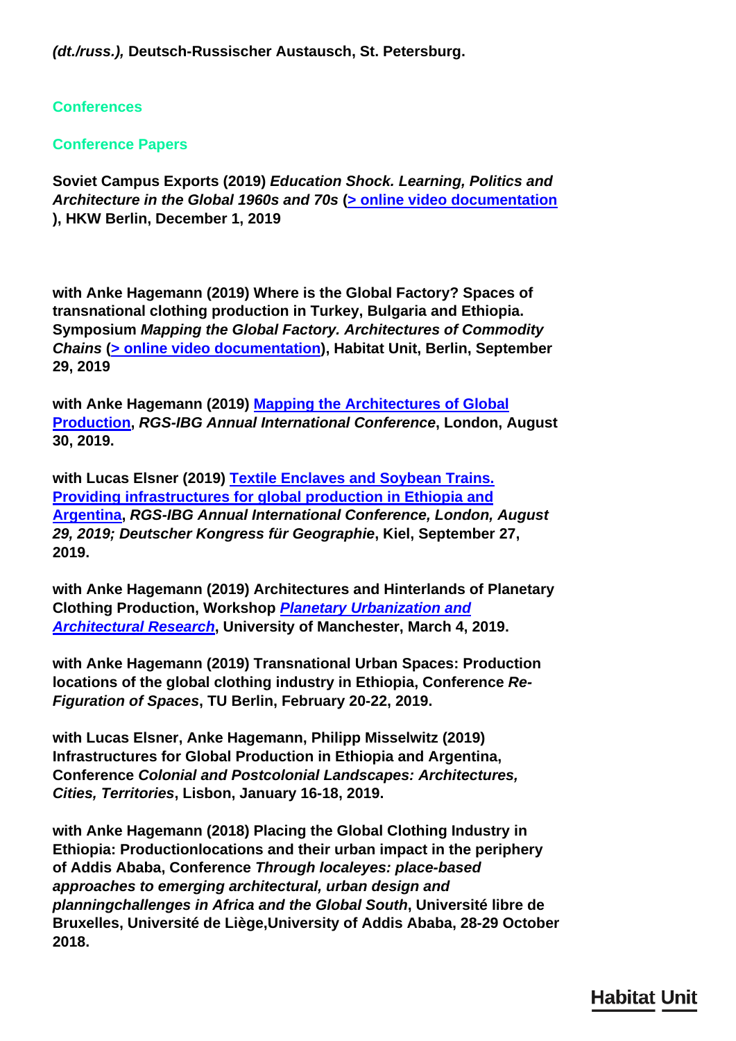***(dt./russ.),*** **Deutsch-Russischer Austausch, St. Petersburg.**

## Conferences

### Conference Papers

**Soviet Campus Exports (2019) *Education Shock. Learning, Politics and Architecture in the Global 1960s and 70s* ([> online video documentation]()), HKW Berlin, December 1, 2019**

**with Anke Hagemann (2019) Where is the Global Factory? Spaces of transnational clothing production in Turkey, Bulgaria and Ethiopia. Symposium *Mapping the Global Factory. Architectures of Commodity Chains* ([> online video documentation]()), Habitat Unit, Berlin, September 29, 2019**

**with Anke Hagemann (2019) [Mapping the Architectures of Global Production](), *RGS-IBG Annual International Conference*, London, August 30, 2019.**

**with Lucas Elsner (2019) [Textile Enclaves and Soybean Trains. Providing infrastructures for global production in Ethiopia and Argentina](), *RGS-IBG Annual International Conference, London, August 29, 2019; Deutscher Kongress für Geographie*, Kiel, September 27, 2019.**

**with Anke Hagemann (2019) Architectures and Hinterlands of Planetary Clothing Production, Workshop *[Planetary Urbanization and Architectural Research]()*, University of Manchester, March 4, 2019.**

**with Anke Hagemann (2019) Transnational Urban Spaces: Production locations of the global clothing industry in Ethiopia, Conference *Re-Figuration of Spaces*, TU Berlin, February 20-22, 2019.**

**with Lucas Elsner, Anke Hagemann, Philipp Misselwitz (2019) Infrastructures for Global Production in Ethiopia and Argentina, Conference *Colonial and Postcolonial Landscapes: Architectures, Cities, Territories*, Lisbon, January 16-18, 2019.**

**with Anke Hagemann (2018) Placing the Global Clothing Industry in Ethiopia: Productionlocations and their urban impact in the periphery of Addis Ababa, Conference *Through localeyes: place-based approaches to emerging architectural, urban design and planningchallenges in Africa and the Global South*, Université libre de Bruxelles, Université de Liège,University of Addis Ababa, 28-29 October 2018.**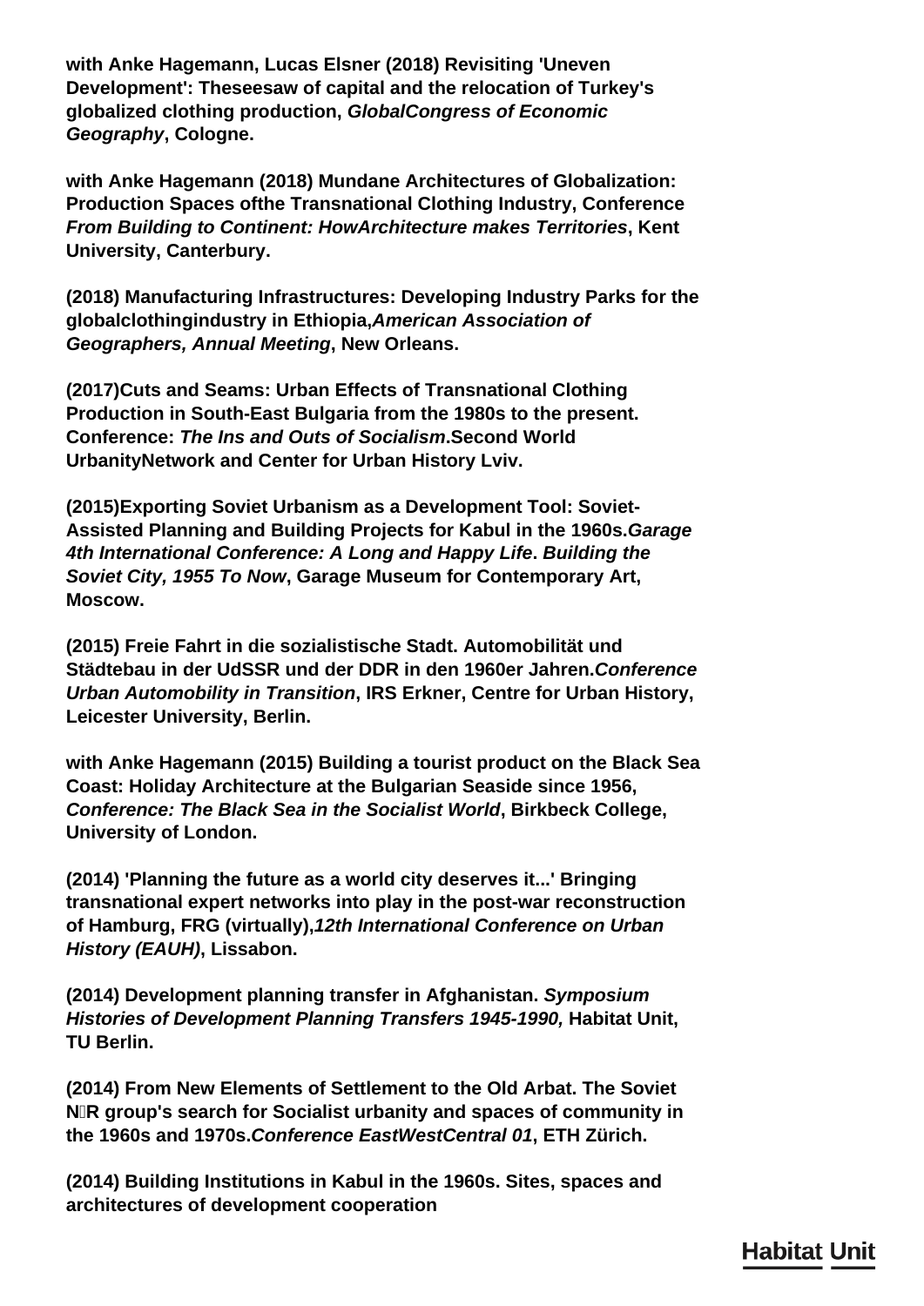**with Anke Hagemann, Lucas Elsner (2018) Revisiting 'Uneven Development': Theseesaw of capital and the relocation of Turkey's globalized clothing production, *GlobalCongress of Economic Geography*, Cologne.**

**with Anke Hagemann (2018) Mundane Architectures of Globalization: Production Spaces ofthe Transnational Clothing Industry, Conference *From Building to Continent: HowArchitecture makes Territories*, Kent University, Canterbury.**

**(2018) Manufacturing Infrastructures: Developing Industry Parks for the globalclothingindustry in Ethiopia,*American Association of Geographers, Annual Meeting*, New Orleans.**

**(2017)Cuts and Seams: Urban Effects of Transnational Clothing Production in South-East Bulgaria from the 1980s to the present. Conference: *The Ins and Outs of Socialism*.Second World UrbanityNetwork and Center for Urban History Lviv.**

**(2015)Exporting Soviet Urbanism as a Development Tool: Soviet-Assisted Planning and Building Projects for Kabul in the 1960s.*Garage 4th International Conference: A Long and Happy Life*. *Building the Soviet City, 1955 To Now*, Garage Museum for Contemporary Art, Moscow.**

**(2015) Freie Fahrt in die sozialistische Stadt. Automobilität und Städtebau in der UdSSR und der DDR in den 1960er Jahren.*Conference Urban Automobility in Transition*, IRS Erkner, Centre for Urban History, Leicester University, Berlin.**

**with Anke Hagemann (2015) Building a tourist product on the Black Sea Coast: Holiday Architecture at the Bulgarian Seaside since 1956, *Conference: The Black Sea in the Socialist World*, Birkbeck College, University of London.**

**(2014) 'Planning the future as a world city deserves it...' Bringing transnational expert networks into play in the post-war reconstruction of Hamburg, FRG (virtually),*12th International Conference on Urban History (EAUH)*, Lissabon.**

**(2014) Development planning transfer in Afghanistan. *Symposium Histories of Development Planning Transfers 1945-1990,* Habitat Unit, TU Berlin.**

**(2014) From New Elements of Settlement to the Old Arbat. The Soviet N�R group's search for Socialist urbanity and spaces of community in the 1960s and 1970s.*Conference EastWestCentral 01*, ETH Zürich.**

**(2014) Building Institutions in Kabul in the 1960s. Sites, spaces and architectures of development cooperation**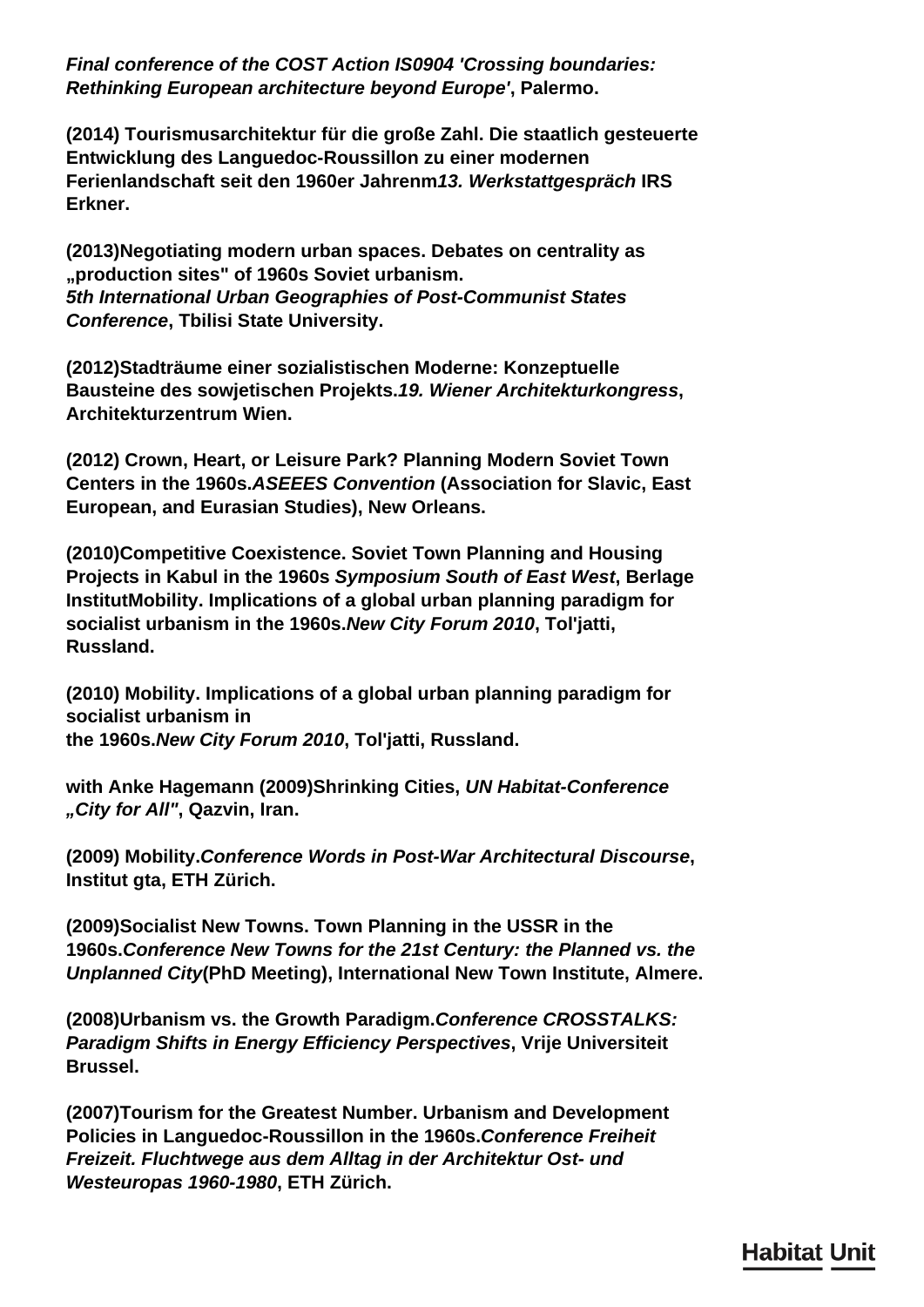***Final conference of the COST Action IS0904 'Crossing boundaries: Rethinking European architecture beyond Europe'*, Palermo.**

**(2014) Tourismusarchitektur für die große Zahl. Die staatlich gesteuerte Entwicklung des Languedoc-Roussillon zu einer modernen Ferienlandschaft seit den 1960er Jahrenm*13. Werkstattgespräch* IRS Erkner.**

**(2013)Negotiating modern urban spaces. Debates on centrality as „production sites" of 1960s Soviet urbanism.**
***5th International Urban Geographies of Post-Communist States Conference*, Tbilisi State University.**

**(2012)Stadträume einer sozialistischen Moderne: Konzeptuelle Bausteine des sowjetischen Projekts.*19. Wiener Architekturkongress*, Architekturzentrum Wien.**

**(2012) Crown, Heart, or Leisure Park? Planning Modern Soviet Town Centers in the 1960s.*ASEEES Convention* (Association for Slavic, East European, and Eurasian Studies), New Orleans.**

**(2010)Competitive Coexistence. Soviet Town Planning and Housing Projects in Kabul in the 1960s *Symposium South of East West*, Berlage InstitutMobility. Implications of a global urban planning paradigm for socialist urbanism in the 1960s.*New City Forum 2010*, Tol'jatti, Russland.**

**(2010) Mobility. Implications of a global urban planning paradigm for socialist urbanism in**
**the 1960s.*New City Forum 2010*, Tol'jatti, Russland.**

**with Anke Hagemann (2009)Shrinking Cities, *UN Habitat-Conference „City for All"*, Qazvin, Iran.**

**(2009) Mobility.*Conference Words in Post-War Architectural Discourse*, Institut gta, ETH Zürich.**

**(2009)Socialist New Towns. Town Planning in the USSR in the 1960s.*Conference New Towns for the 21st Century: the Planned vs. the Unplanned City*(PhD Meeting), International New Town Institute, Almere.**

**(2008)Urbanism vs. the Growth Paradigm.*Conference CROSSTALKS: Paradigm Shifts in Energy Efficiency Perspectives*, Vrije Universiteit Brussel.**

**(2007)Tourism for the Greatest Number. Urbanism and Development Policies in Languedoc-Roussillon in the 1960s.*Conference Freiheit Freizeit. Fluchtwege aus dem Alltag in der Architektur Ost- und Westeuropas 1960-1980*, ETH Zürich.**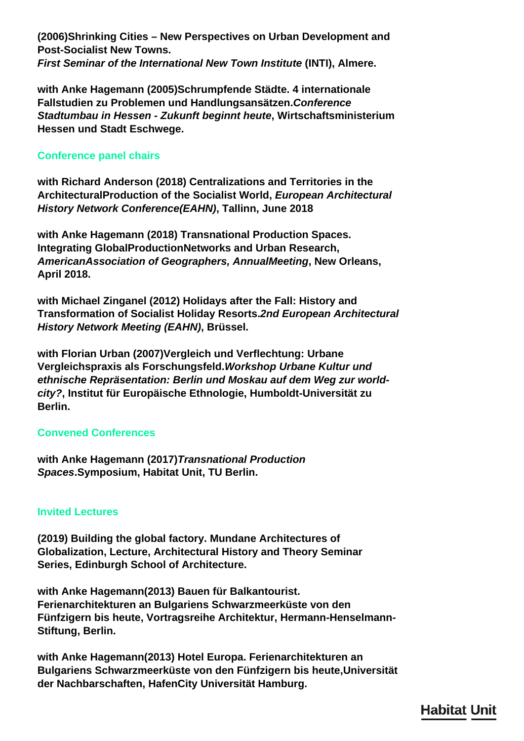**(2006)Shrinking Cities – New Perspectives on Urban Development and Post-Socialist New Towns.**
***First Seminar of the International New Town Institute* (INTI), Almere.**

**with Anke Hagemann (2005)Schrumpfende Städte. 4 internationale Fallstudien zu Problemen und Handlungsansätzen.*Conference Stadtumbau in Hessen - Zukunft beginnt heute*, Wirtschaftsministerium Hessen und Stadt Eschwege.**

## Conference panel chairs

**with Richard Anderson (2018) Centralizations and Territories in the ArchitecturalProduction of the Socialist World, *European Architectural History Network Conference(EAHN)*, Tallinn, June 2018**

**with Anke Hagemann (2018) Transnational Production Spaces. Integrating GlobalProductionNetworks and Urban Research, *AmericanAssociation of Geographers, AnnualMeeting*, New Orleans, April 2018.**

**with Michael Zinganel (2012) Holidays after the Fall: History and Transformation of Socialist Holiday Resorts.*2nd European Architectural History Network Meeting (EAHN)*, Brüssel.**

**with Florian Urban (2007)Vergleich und Verflechtung: Urbane Vergleichspraxis als Forschungsfeld.*Workshop Urbane Kultur und ethnische Repräsentation: Berlin und Moskau auf dem Weg zur world-city?*, Institut für Europäische Ethnologie, Humboldt-Universität zu Berlin.**

## Convened Conferences

**with Anke Hagemann (2017)*Transnational Production Spaces*.Symposium, Habitat Unit, TU Berlin.**

## Invited Lectures

**(2019) Building the global factory. Mundane Architectures of Globalization, Lecture, Architectural History and Theory Seminar Series, Edinburgh School of Architecture.**

**with Anke Hagemann(2013) Bauen für Balkantourist. Ferienarchitekturen an Bulgariens Schwarzmeerküste von den Fünfzigern bis heute, Vortragsreihe Architektur, Hermann-Henselmann-Stiftung, Berlin.**

**with Anke Hagemann(2013) Hotel Europa. Ferienarchitekturen an Bulgariens Schwarzmeerküste von den Fünfzigern bis heute,Universität der Nachbarschaften, HafenCity Universität Hamburg.**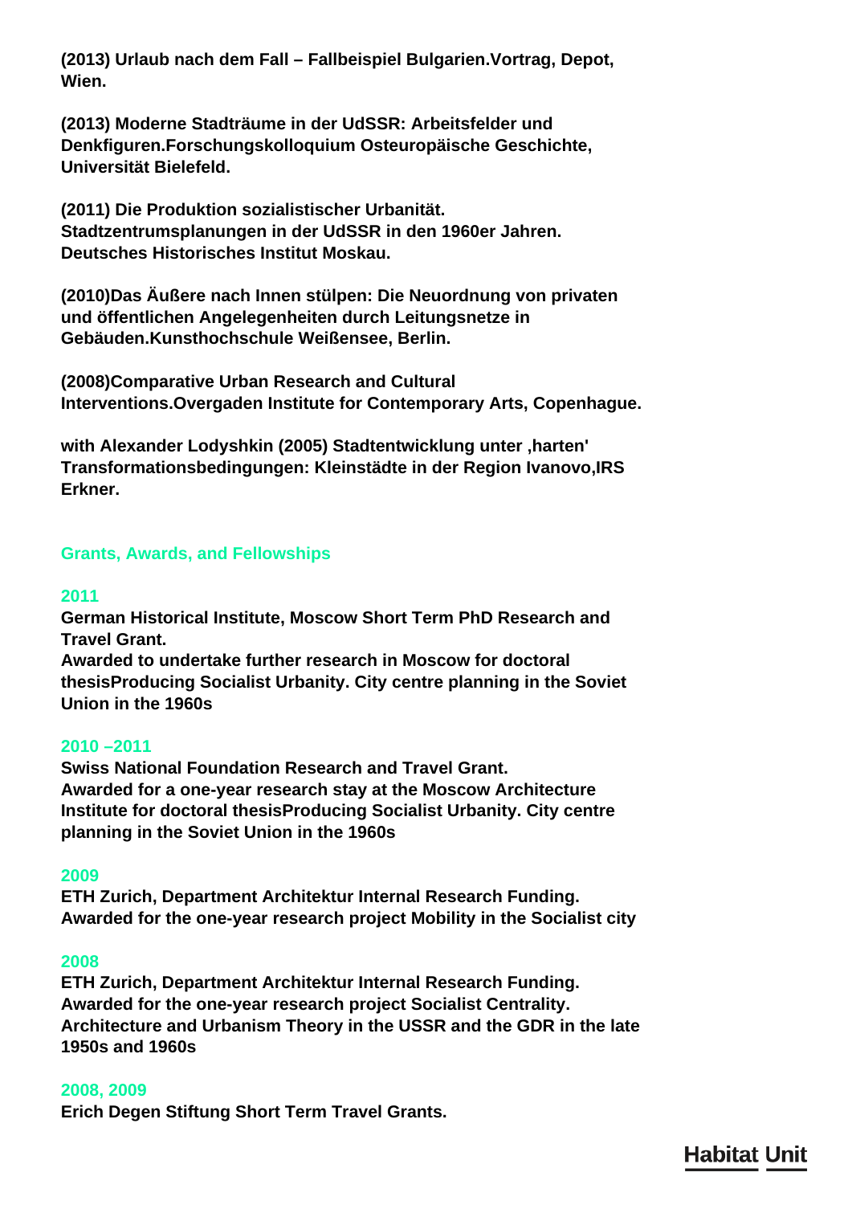**(2013) Urlaub nach dem Fall – Fallbeispiel Bulgarien.Vortrag, Depot, Wien.**

**(2013) Moderne Stadträume in der UdSSR: Arbeitsfelder und Denkfiguren.Forschungskolloquium Osteuropäische Geschichte, Universität Bielefeld.**

**(2011) Die Produktion sozialistischer Urbanität. Stadtzentrumsplanungen in der UdSSR in den 1960er Jahren. Deutsches Historisches Institut Moskau.**

**(2010)Das Äußere nach Innen stülpen: Die Neuordnung von privaten und öffentlichen Angelegenheiten durch Leitungsnetze in Gebäuden.Kunsthochschule Weißensee, Berlin.**

**(2008)Comparative Urban Research and Cultural Interventions.Overgaden Institute for Contemporary Arts, Copenhague.**

**with Alexander Lodyshkin (2005) Stadtentwicklung unter ‚harten' Transformationsbedingungen: Kleinstädte in der Region Ivanovo,IRS Erkner.**

## Grants, Awards, and Fellowships

### 2011

**German Historical Institute, Moscow Short Term PhD Research and Travel Grant.**
**Awarded to undertake further research in Moscow for doctoral thesisProducing Socialist Urbanity. City centre planning in the Soviet Union in the 1960s**

### 2010 –2011

**Swiss National Foundation Research and Travel Grant.**
**Awarded for a one-year research stay at the Moscow Architecture Institute for doctoral thesisProducing Socialist Urbanity. City centre planning in the Soviet Union in the 1960s**

### 2009

**ETH Zurich, Department Architektur Internal Research Funding.**
**Awarded for the one-year research project Mobility in the Socialist city**

### 2008

**ETH Zurich, Department Architektur Internal Research Funding.**
**Awarded for the one-year research project Socialist Centrality. Architecture and Urbanism Theory in the USSR and the GDR in the late 1950s and 1960s**

### 2008, 2009

**Erich Degen Stiftung Short Term Travel Grants.**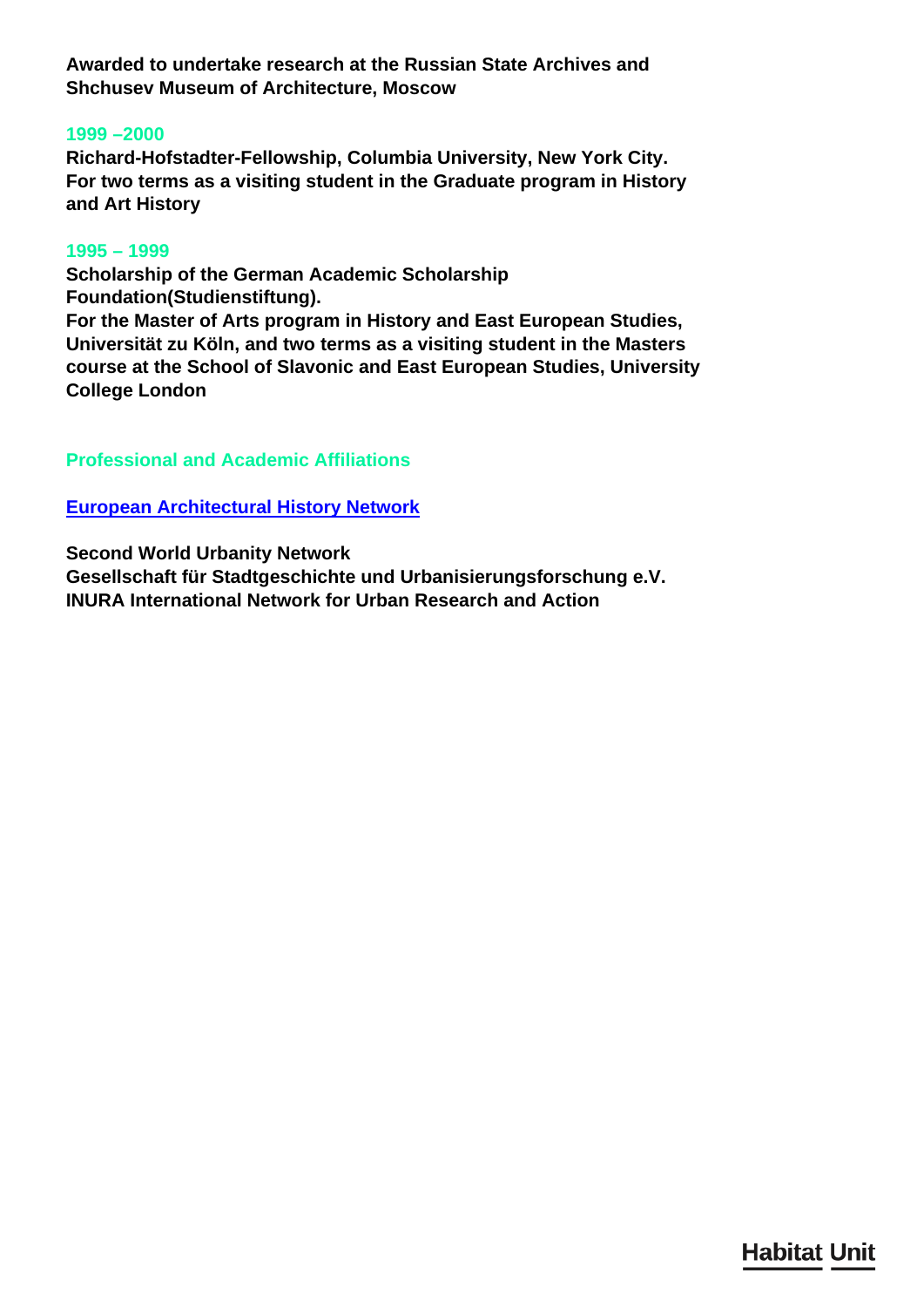**Awarded to undertake research at the Russian State Archives and Shchusev Museum of Architecture, Moscow**

### 1999 –2000

**Richard-Hofstadter-Fellowship, Columbia University, New York City. For two terms as a visiting student in the Graduate program in History and Art History**

### 1995 – 1999

**Scholarship of the German Academic Scholarship Foundation(Studienstiftung).**
**For the Master of Arts program in History and East European Studies, Universität zu Köln, and two terms as a visiting student in the Masters course at the School of Slavonic and East European Studies, University College London**

## Professional and Academic Affiliations

**European Architectural History Network**

**Second World Urbanity Network**
**Gesellschaft für Stadtgeschichte und Urbanisierungsforschung e.V.**
**INURA International Network for Urban Research and Action**